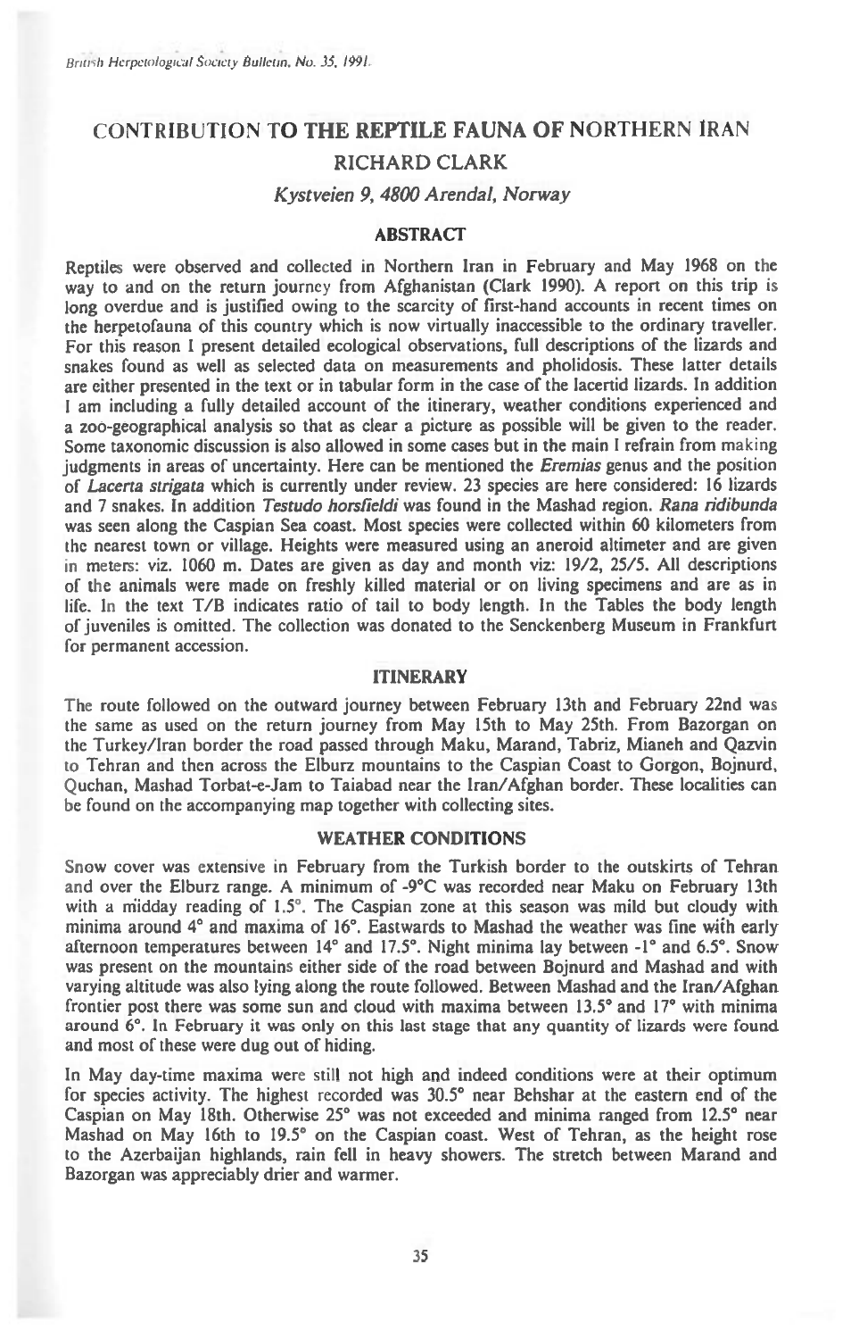# CONTRIBUTION TO THE REPTILE FAUNA OF NORTHERN IRAN

## RICHARD CLARK

*Kystveien 9, 4800 Arendal, Norway*

### ABSTRACT

Reptiles were observed and collected in Northern Iran in February and May 1968 on the way to and on the return journey from Afghanistan (Clark 1990). A report on this trip is long overdue and is justified owing to the scarcity of first-hand accounts in recent times on the herpetofauna of this country which is now virtually inaccessible to the ordinary traveller. For this reason I present detailed ecological observations, full descriptions of the lizards and snakes found as well as selected data on measurements and pholidosis. These latter details are either presented in the text or in tabular form in the case of the lacertid lizards. In addition I am including a fully detailed account of the itinerary, weather conditions experienced and a zoo-geographical analysis so that as clear a picture as possible will be given to the reader. Some taxonomic discussion is also allowed in some cases but in the main I refrain from making judgments in areas of uncertainty. Here can be mentioned the *Eremias* genus and the position of *Lacerta strigata* which is currently under review. 23 species are here considered: 16 lizards and 7 snakes. In addition *Testudo horsfieldi* was found in the Mashad region. *Rana ridibunda* was seen along the Caspian Sea coast. Most species were collected within 60 kilometers from the nearest town or village. Heights were measured using an aneroid altimeter and are given in meters: viz. 1060 m. Dates are given as day and month viz: 19/2, 25/5. All descriptions of the animals were made on freshly killed material or on living specimens and are as in life. In the text T/B indicates ratio of tail to body length. In the Tables the body length of juveniles is omitted. The collection was donated to the Senckenberg Museum in Frankfurt for permanent accession.

### ITINERARY

The route followed on the outward journey between February 13th and February 22nd was the same as used on the return journey from May 15th to May 25th. From Bazorgan on the Turkey/Iran border the road passed through Maku, Marand, Tabriz, Mianeh and Qazvin to Tehran and then across the Elburz mountains to the Caspian Coast to Gorgon, Bojnurd, Quchan, Mashad Torbat-e-Jam to Taiabad near the Iran/Afghan border. These localities can be found on the accompanying map together with collecting sites.

### WEATHER CONDITIONS

Snow cover was extensive in February from the Turkish border to the outskirts of Tehran and over the Elburz range. A minimum of -9°C was recorded near Maku on February 13th with a midday reading of 1.5°. The Caspian zone at this season was mild but cloudy with minima around 4° and maxima of 16°. Eastwards to Mashad the weather was fine with early afternoon temperatures between 14° and 17.5°. Night minima lay between -1° and 6.5°. Snow was present on the mountains either side of the road between Bojnurd and Mashad and with varying altitude was also lying along the route followed. Between Mashad and the Iran/Afghan frontier post there was some sun and cloud with maxima between 13.5° and 17° with minima around 6°. In February it was only on this last stage that any quantity of lizards were found and most of these were dug out of hiding.

In May day-time maxima were still not high and indeed conditions were at their optimum for species activity. The highest recorded was 30.5° near Behshar at the eastern end of the Caspian on May 18th. Otherwise 25° was not exceeded and minima ranged from 12.5° near Mashad on May 16th to 19.5° on the Caspian coast. West of Tehran, as the height rose to the Azerbaijan highlands, rain fell in heavy showers. The stretch between Marand and Bazorgan was appreciably drier and warmer.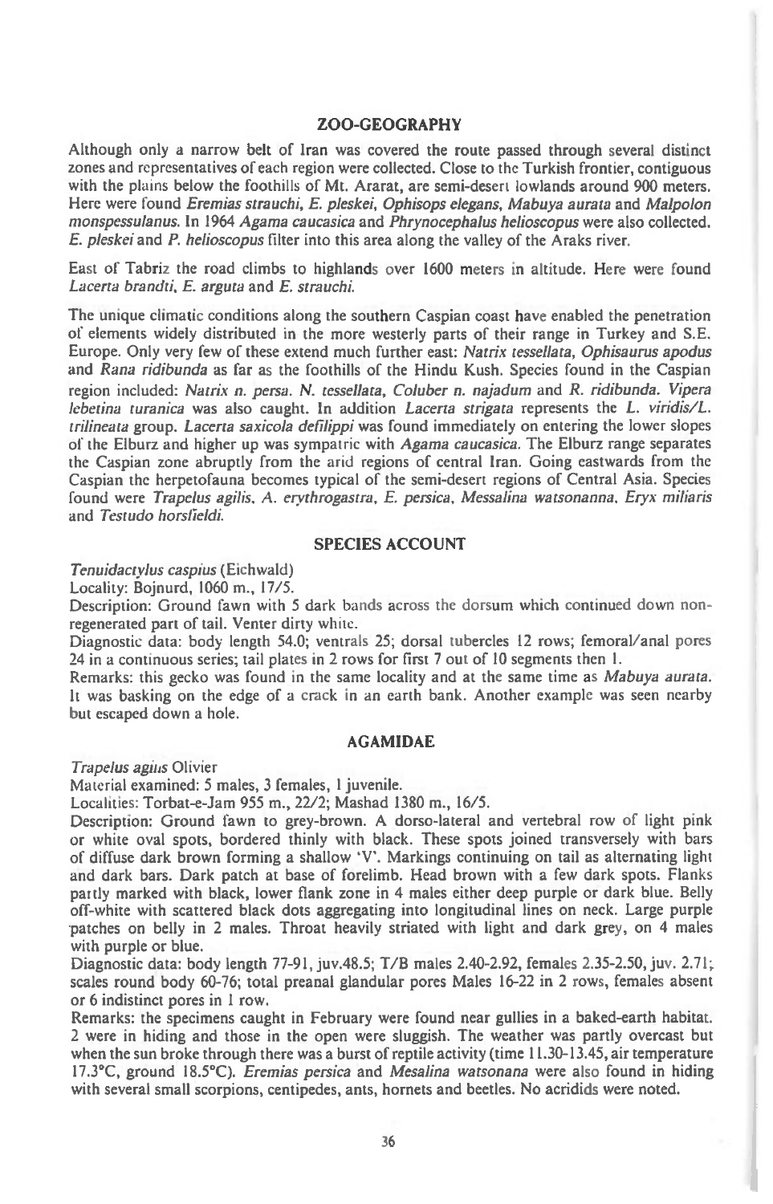## ZOO-GEOGRAPHY

Although only a narrow belt of Iran was covered the route passed through several distinct zones and representatives of each region were collected. Close to the Turkish frontier, contiguous with the plains below the foothills of Mt. Ararat, are semi-desert lowlands around 900 meters. Here were found *Eremias strauchi, E. pleskei, Ophisops elegans, Mabuya aurata* and *Malpolon monspessulanus*. In 1964 *Agama caucasica* and *Phrynocephalus helioscopus* were also collected. *E. pleskei* and *P. helioscopus* filter into this area along the valley of the Araks river.

East of Tabriz the road climbs to highlands over 1600 meters in altitude. Here were found *Lacerta brandti, E. arguta* and *E. strauchi.*

The unique climatic conditions along the southern Caspian coast have enabled the penetration of elements widely distributed in the more westerly parts of their range in Turkey and S.E. Europe. Only very few of these extend much further east: *Natrix tessellata, Ophisaurus apodus* and *Rana ridibunda* as far as the foothills of the Hindu Kush. Species found in the Caspian region included: *Natrix n. persa. N. tessellata, Coluber n. najadum* and *R. ridibunda. Vipera lebetina turanica* was also caught. In addition *Lacerta strigata* represents the *L. viridis/L. trilineata* group. *Lacerta saxicola defilippi* was found immediately on entering the lower slopes of the Elburz and higher up was sympatric with *Agama caucasica*. The Elburz range separates the Caspian zone abruptly from the arid regions of central Iran. Going eastwards from the Caspian the herpetofauna becomes typical of the semi-desert regions of Central Asia. Species found were *Trapelus agilis. A. erythrogastra, E. persica, Messalina watsonanna. Eryx miliaris* and *Testudo horsfieldi.*

## SPECIES ACCOUNT

*Tenuidactylus caspius* (Eichwald)

Locality: Bojnurd, 1060 m., 17/5.

Description: Ground fawn with 5 dark bands across the dorsum which continued down non-regenerated part of tail. Venter dirty white.

Diagnostic data: body length 54.0; ventrals 25; dorsal tubercles 12 rows; femoral/anal pores 24 in a continuous series; tail plates in 2 rows for first 7 out of 10 segments then 1.

Remarks: this gecko was found in the same locality and at the same time as *Mabuya aurata*. It was basking on the edge of a crack in an earth bank. Another example was seen nearby but escaped down a hole.

## AGAMIDAE

*Trapelus agilis* Olivier

Material examined: 5 males, 3 females, 1 juvenile.

Localities: Torbat-e-Jam 955 m., 22/2; Mashad 1380 m., 16/5.

Description: Ground fawn to grey-brown. A dorso-lateral and vertebral row of light pink or white oval spots, bordered thinly with black. These spots joined transversely with bars of diffuse dark brown forming a shallow 'V'. Markings continuing on tail as alternating light and dark bars. Dark patch at base of forelimb. Head brown with a few dark spots. Flanks partly marked with black, lower flank zone in 4 males either deep purple or dark blue. Belly off-white with scattered black dots aggregating into longitudinal lines on neck. Large purple patches on belly in 2 males. Throat heavily striated with light and dark grey, on 4 males with purple or blue.

Diagnostic data: body length 77-91, juv.48.5; T/B males 2.40-2.92, females 2.35-2.50, juv. 2.71; scales round body 60-76; total preanal glandular pores Males 16-22 in 2 rows, females absent or 6 indistinct pores in 1 row.

Remarks: the specimens caught in February were found near gullies in a baked-earth habitat. 2 were in hiding and those in the open were sluggish. The weather was partly overcast but when the sun broke through there was a burst of reptile activity (time 11.30-13.45, air temperature 17.3°C, ground 18.5°C). *Eremias persica* and *Mesalina watsonana* were also found in hiding with several small scorpions, centipedes, ants, hornets and beetles. No acridids were noted.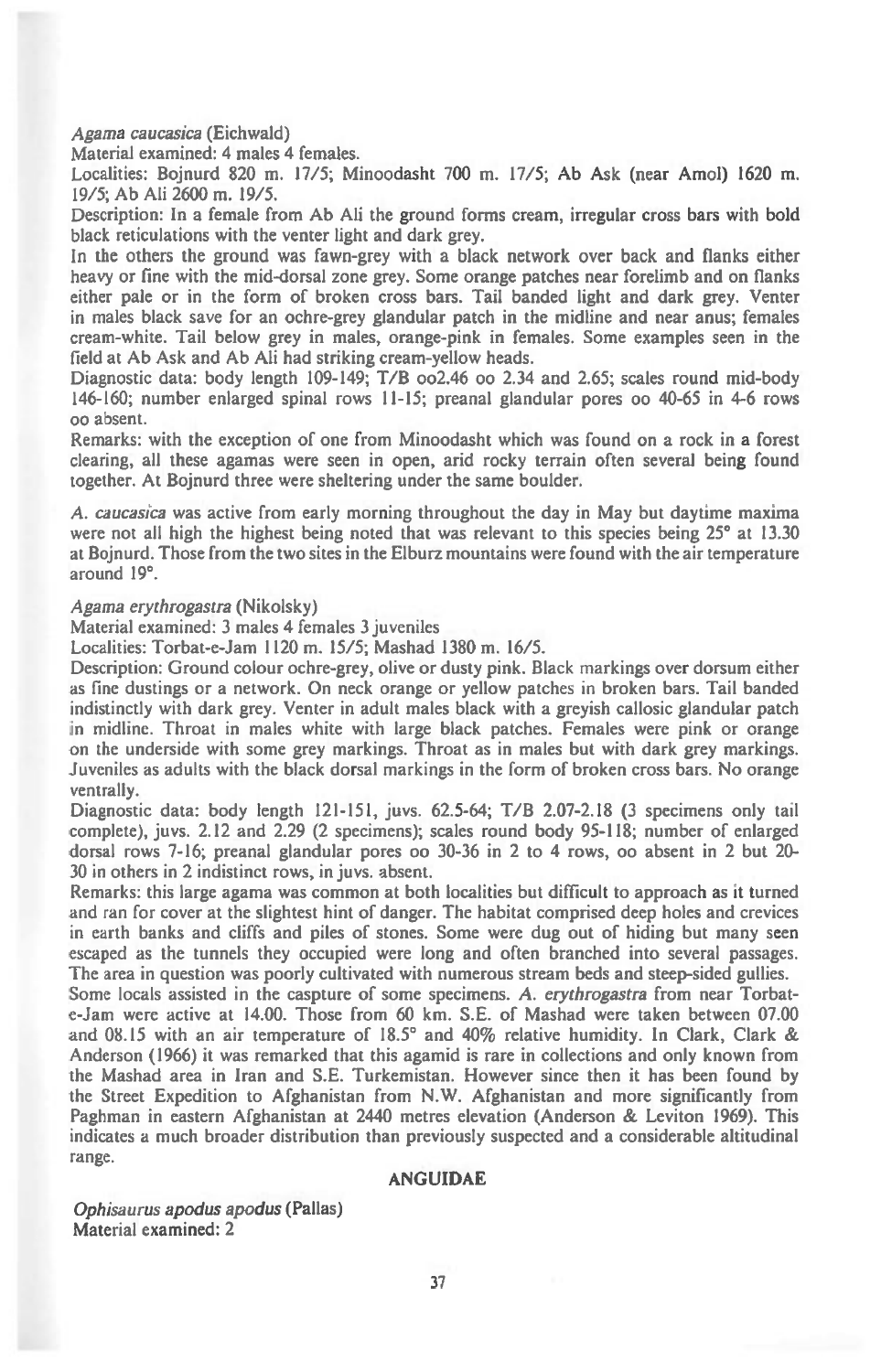*Agama caucasica* (Eichwald)

Material examined: 4 males 4 females.

Localities: Bojnurd 820 m. 17/5; Minoodasht 700 m. 17/5; Ab Ask (near Amol) 1620 m. 19/5; Ab Ali 2600 m. 19/5.

Description: In a female from Ab Ali the ground forms cream, irregular cross bars with bold black reticulations with the venter light and dark grey.

In the others the ground was fawn-grey with a black network over back and flanks either heavy or fine with the mid-dorsal zone grey. Some orange patches near forelimb and on flanks either pale or in the form of broken cross bars. Tail banded light and dark grey. Venter in males black save for an ochre-grey glandular patch in the midline and near anus; females cream-white. Tail below grey in males, orange-pink in females. Some examples seen in the field at Ab Ask and Ab Ali had striking cream-yellow heads.

Diagnostic data: body length 109-149; T/B oo2.46 oo 2.34 and 2.65; scales round mid-body 146-160; number enlarged spinal rows 11-15; preanal glandular pores oo 40-65 in 4-6 rows oo absent.

Remarks: with the exception of one from Minoodasht which was found on a rock in a forest clearing, all these agamas were seen in open, arid rocky terrain often several being found together. At Bojnurd three were sheltering under the same boulder.

*A. caucasica* was active from early morning throughout the day in May but daytime maxima were not all high the highest being noted that was relevant to this species being 25° at 13.30 at Bojnurd. Those from the two sites in the Elburz mountains were found with the air temperature around 19°.

*Agama erythrogastra* (Nikolsky)

Material examined: 3 males 4 females 3 juveniles

Localities: Torbat-e-Jam 1120 m. 15/5; Mashad 1380 m. 16/5.

Description: Ground colour ochre-grey, olive or dusty pink. Black markings over dorsum either as fine dustings or a network. On neck orange or yellow patches in broken bars. Tail banded indistinctly with dark grey. Venter in adult males black with a greyish callosic glandular patch in midline. Throat in males white with large black patches. Females were pink or orange on the underside with some grey markings. Throat as in males but with dark grey markings. Juveniles as adults with the black dorsal markings in the form of broken cross bars. No orange ventrally.

Diagnostic data: body length 121-151, juvs. 62.5-64; T/B 2.07-2.18 (3 specimens only tail complete), juvs. 2.12 and 2.29 (2 specimens); scales round body 95-118; number of enlarged dorsal rows 7-16; preanal glandular pores oo 30-36 in 2 to 4 rows, oo absent in 2 but 20-30 in others in 2 indistinct rows, in juvs. absent.

Remarks: this large agama was common at both localities but difficult to approach as it turned and ran for cover at the slightest hint of danger. The habitat comprised deep holes and crevices in earth banks and cliffs and piles of stones. Some were dug out of hiding but many seen escaped as the tunnels they occupied were long and often branched into several passages. The area in question was poorly cultivated with numerous stream beds and steep-sided gullies. Some locals assisted in the caspture of some specimens. *A. erythrogastra* from near Torbat-e-Jam were active at 14.00. Those from 60 km. S.E. of Mashad were taken between 07.00 and 08.15 with an air temperature of 18.5° and 40% relative humidity. In Clark, Clark & Anderson (1966) it was remarked that this agamid is rare in collections and only known from the Mashad area in Iran and S.E. Turkemistan. However since then it has been found by the Street Expedition to Afghanistan from N.W. Afghanistan and more significantly from Paghman in eastern Afghanistan at 2440 metres elevation (Anderson & Leviton 1969). This indicates a much broader distribution than previously suspected and a considerable altitudinal range.

## ANGUIDAE

***Ophisaurus apodus apodus* (Pallas)**

**Material examined: 2**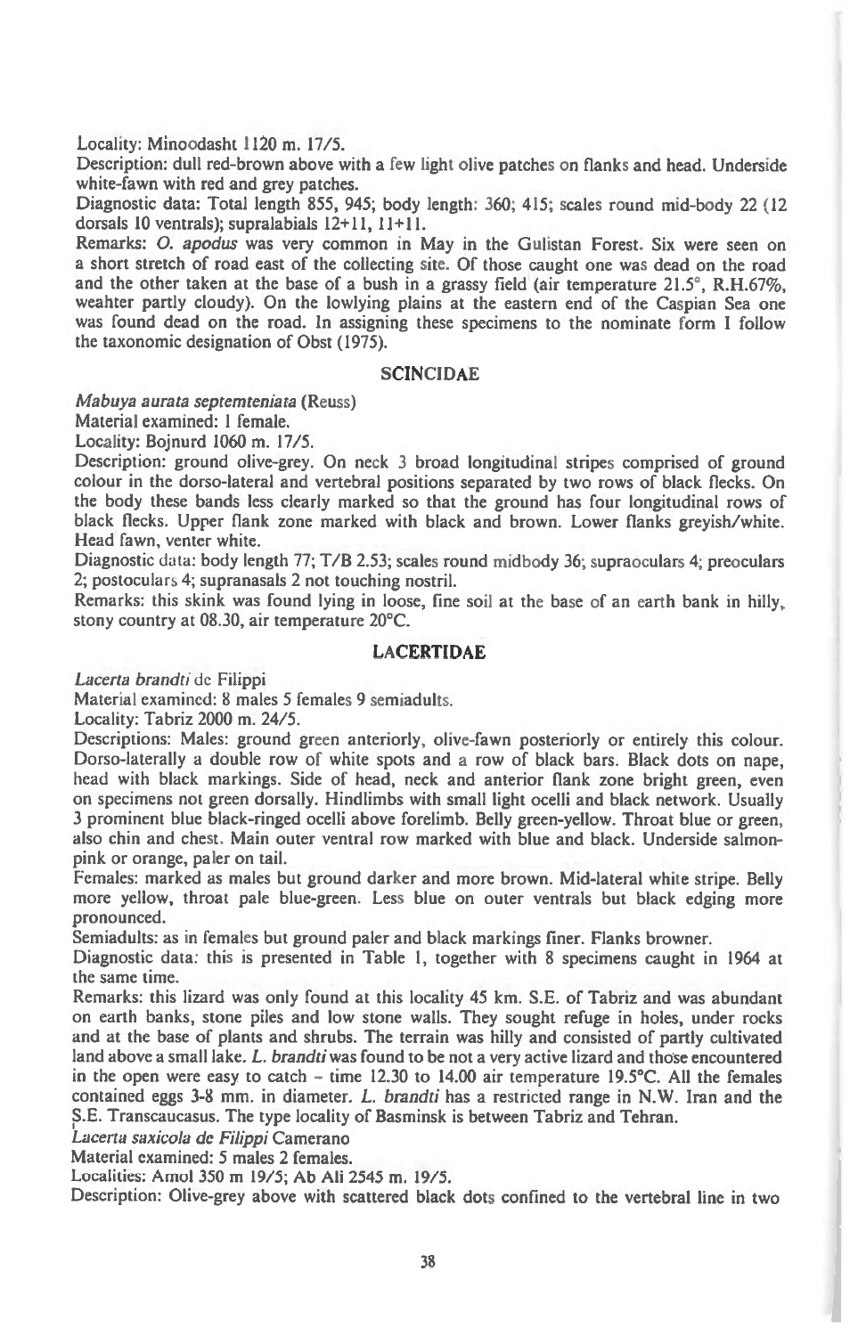Locality: Minoodasht 1120 m. 17/5.

Description: dull red-brown above with a few light olive patches on flanks and head. Underside white-fawn with red and grey patches.

Diagnostic data: Total length 855, 945; body length: 360; 415; scales round mid-body 22 (12 dorsals 10 ventrals); supralabials 12+11, 11+11.

Remarks: *O. apodus* was very common in May in the Gulistan Forest. Six were seen on a short stretch of road east of the collecting site. Of those caught one was dead on the road and the other taken at the base of a bush in a grassy field (air temperature 21.5°, R.H.67%, weahter partly cloudy). On the lowlying plains at the eastern end of the Caspian Sea one was found dead on the road. In assigning these specimens to the nominate form I follow the taxonomic designation of Obst (1975).

## SCINCIDAE

*Mabuya aurata septemteniata* (Reuss)

Material examined: 1 female.

Locality: Bojnurd 1060 m. 17/5.

Description: ground olive-grey. On neck 3 broad longitudinal stripes comprised of ground colour in the dorso-lateral and vertebral positions separated by two rows of black flecks. On the body these bands less clearly marked so that the ground has four longitudinal rows of black flecks. Upper flank zone marked with black and brown. Lower flanks greyish/white. Head fawn, venter white.

Diagnostic data: body length 77; T/B 2.53; scales round midbody 36; supraoculars 4; preoculars 2; postoculars 4; supranasals 2 not touching nostril.

Remarks: this skink was found lying in loose, fine soil at the base of an earth bank in hilly, stony country at 08.30, air temperature 20°C.

## LACERTIDAE

*Lacerta brandti* de Filippi

Material examined: 8 males 5 females 9 semiadults.

Locality: Tabriz 2000 m. 24/5.

Descriptions: Males: ground green anteriorly, olive-fawn posteriorly or entirely this colour. Dorso-laterally a double row of white spots and a row of black bars. Black dots on nape, head with black markings. Side of head, neck and anterior flank zone bright green, even on specimens not green dorsally. Hindlimbs with small light ocelli and black network. Usually 3 prominent blue black-ringed ocelli above forelimb. Belly green-yellow. Throat blue or green, also chin and chest. Main outer ventral row marked with blue and black. Underside salmon-pink or orange, paler on tail.

Females: marked as males but ground darker and more brown. Mid-lateral white stripe. Belly more yellow, throat pale blue-green. Less blue on outer ventrals but black edging more pronounced.

Semiadults: as in females but ground paler and black markings finer. Flanks browner.

Diagnostic data: this is presented in Table 1, together with 8 specimens caught in 1964 at the same time.

Remarks: this lizard was only found at this locality 45 km. S.E. of Tabriz and was abundant on earth banks, stone piles and low stone walls. They sought refuge in holes, under rocks and at the base of plants and shrubs. The terrain was hilly and consisted of partly cultivated land above a small lake. *L. brandti* was found to be not a very active lizard and those encountered in the open were easy to catch – time 12.30 to 14.00 air temperature 19.5°C. All the females contained eggs 3-8 mm. in diameter. *L. brandti* has a restricted range in N.W. Iran and the S.E. Transcaucasus. The type locality of Basminsk is between Tabriz and Tehran.

*Lacerta saxicola de Filippi* Camerano

Material examined: 5 males 2 females.

Localities: Amol 350 m 19/5; Ab Ali 2545 m. 19/5.

Description: Olive-grey above with scattered black dots confined to the vertebral line in two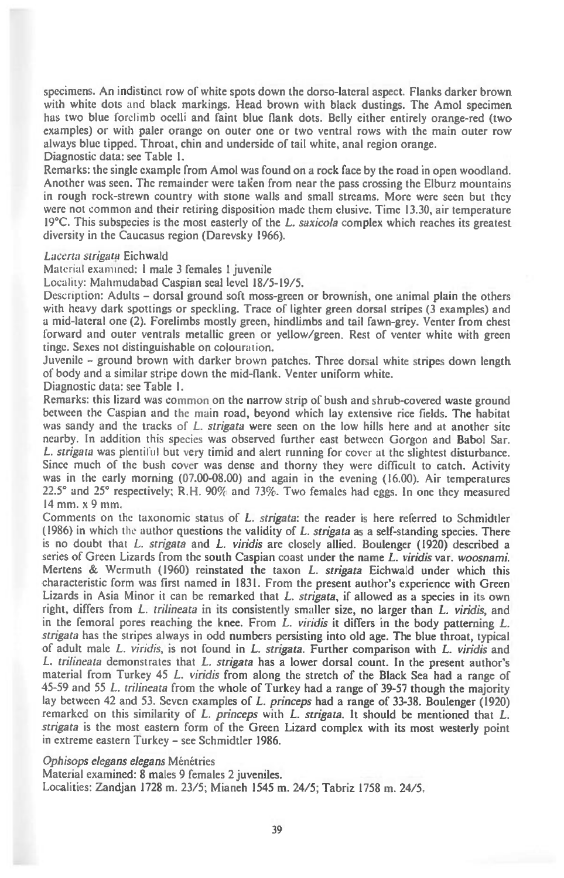specimens. An indistinct row of white spots down the dorso-lateral aspect. Flanks darker brown with white dots and black markings. Head brown with black dustings. The Amol specimen has two blue forelimb ocelli and faint blue flank dots. Belly either entirely orange-red (two examples) or with paler orange on outer one or two ventral rows with the main outer row always blue tipped. Throat, chin and underside of tail white, anal region orange.
Diagnostic data: see Table 1.
Remarks: the single example from Amol was found on a rock face by the road in open woodland. Another was seen. The remainder were taken from near the pass crossing the Elburz mountains in rough rock-strewn country with stone walls and small streams. More were seen but they were not common and their retiring disposition made them elusive. Time 13.30, air temperature 19°C. This subspecies is the most easterly of the *L. saxicola* complex which reaches its greatest diversity in the Caucasus region (Darevsky 1966).

*Lacerta strigata* Eichwald
Material examined: 1 male 3 females 1 juvenile
Locality: Mahmudabad Caspian seal level 18/5-19/5.
Description: Adults – dorsal ground soft moss-green or brownish, one animal plain the others with heavy dark spottings or speckling. Trace of lighter green dorsal stripes (3 examples) and a mid-lateral one (2). Forelimbs mostly green, hindlimbs and tail fawn-grey. Venter from chest forward and outer ventrals metallic green or yellow/green. Rest of venter white with green tinge. Sexes not distinguishable on colouration.
Juvenile – ground brown with darker brown patches. Three dorsal white stripes down length of body and a similar stripe down the mid-flank. Venter uniform white.
Diagnostic data: see Table 1.
Remarks: this lizard was common on the narrow strip of bush and shrub-covered waste ground between the Caspian and the main road, beyond which lay extensive rice fields. The habitat was sandy and the tracks of *L. strigata* were seen on the low hills here and at another site nearby. In addition this species was observed further east between Gorgon and Babol Sar. *L. strigata* was plentiful but very timid and alert running for cover at the slightest disturbance. Since much of the bush cover was dense and thorny they were difficult to catch. Activity was in the early morning (07.00-08.00) and again in the evening (16.00). Air temperatures 22.5° and 25° respectively; R.H. 90% and 73%. Two females had eggs. In one they measured 14 mm. x 9 mm.
Comments on the taxonomic status of *L. strigata*: the reader is here referred to Schmidtler (1986) in which the author questions the validity of *L. strigata* as a self-standing species. There is no doubt that *L. strigata* and *L. viridis* are closely allied. Boulenger (1920) described a series of Green Lizards from the south Caspian coast under the name *L. viridis* var. *woosnami*. Mertens & Wermuth (1960) reinstated the taxon *L. strigata* Eichwald under which this characteristic form was first named in 1831. From the present author's experience with Green Lizards in Asia Minor it can be remarked that *L. strigata*, if allowed as a species in its own right, differs from *L. trilineata* in its consistently smaller size, no larger than *L. viridis*, and in the femoral pores reaching the knee. From *L. viridis* it differs in the body patterning *L. strigata* has the stripes always in odd numbers persisting into old age. The blue throat, typical of adult male *L. viridis*, is not found in *L. strigata*. Further comparison with *L. viridis* and *L. trilineata* demonstrates that *L. strigata* has a lower dorsal count. In the present author's material from Turkey 45 *L. viridis* from along the stretch of the Black Sea had a range of 45-59 and 55 *L. trilineata* from the whole of Turkey had a range of 39-57 though the majority lay between 42 and 53. Seven examples of *L. princeps* had a range of 33-38. Boulenger (1920) remarked on this similarity of *L. princeps* with *L. strigata*. It should be mentioned that *L. strigata* is the most eastern form of the Green Lizard complex with its most westerly point in extreme eastern Turkey – see Schmidtler 1986.

*Ophisops elegans elegans* Ménétries
Material examined: 8 males 9 females 2 juveniles.
Localities: Zandjan 1728 m. 23/5; Mianeh 1545 m. 24/5; Tabriz 1758 m. 24/5.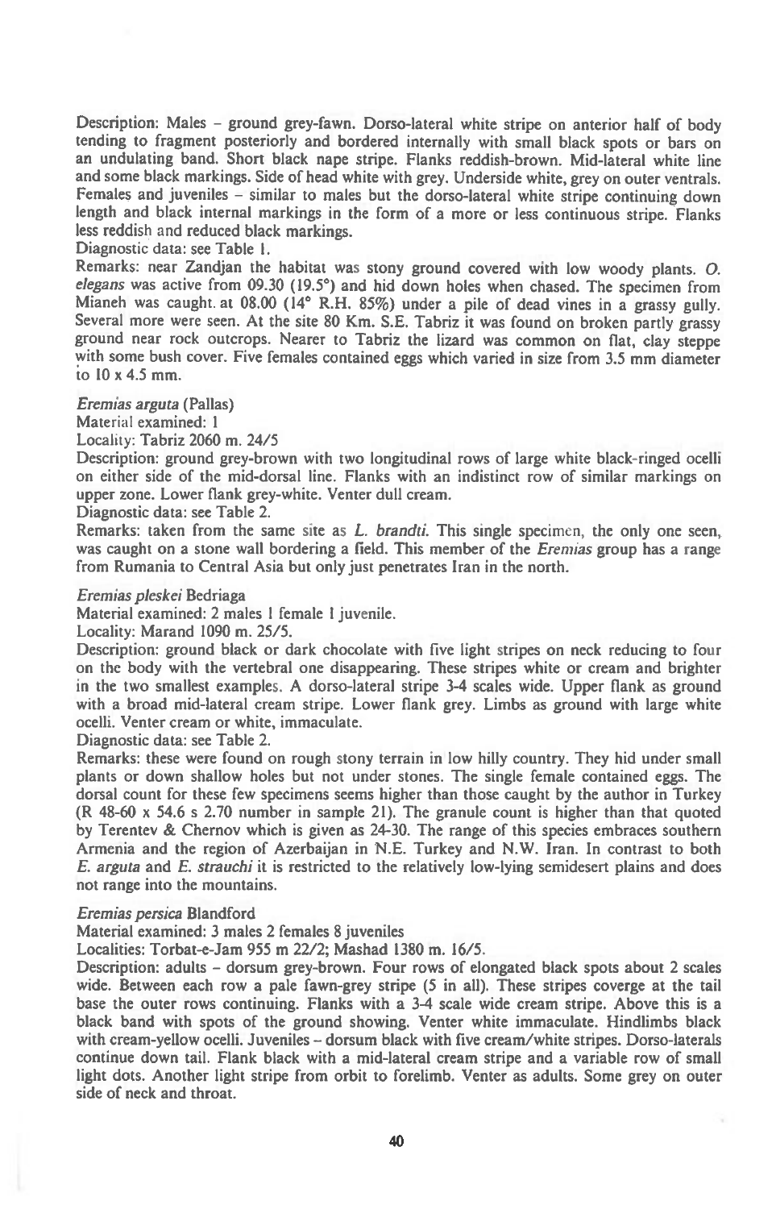Description: Males – ground grey-fawn. Dorso-lateral white stripe on anterior half of body tending to fragment posteriorly and bordered internally with small black spots or bars on an undulating band. Short black nape stripe. Flanks reddish-brown. Mid-lateral white line and some black markings. Side of head white with grey. Underside white, grey on outer ventrals. Females and juveniles – similar to males but the dorso-lateral white stripe continuing down length and black internal markings in the form of a more or less continuous stripe. Flanks less reddish and reduced black markings.

Diagnostic data: see Table 1.

Remarks: near Zandjan the habitat was stony ground covered with low woody plants. *O. elegans* was active from 09.30 (19.5°) and hid down holes when chased. The specimen from Mianeh was caught at 08.00 (14° R.H. 85%) under a pile of dead vines in a grassy gully. Several more were seen. At the site 80 Km. S.E. Tabriz it was found on broken partly grassy ground near rock outcrops. Nearer to Tabriz the lizard was common on flat, clay steppe with some bush cover. Five females contained eggs which varied in size from 3.5 mm diameter to 10 x 4.5 mm.

*Eremias arguta* (Pallas)

Material examined: 1

Locality: Tabriz 2060 m. 24/5

Description: ground grey-brown with two longitudinal rows of large white black-ringed ocelli on either side of the mid-dorsal line. Flanks with an indistinct row of similar markings on upper zone. Lower flank grey-white. Venter dull cream.

Diagnostic data: see Table 2.

Remarks: taken from the same site as *L. brandti*. This single specimen, the only one seen, was caught on a stone wall bordering a field. This member of the *Eremias* group has a range from Rumania to Central Asia but only just penetrates Iran in the north.

*Eremias pleskei* Bedriaga

Material examined: 2 males 1 female 1 juvenile.

Locality: Marand 1090 m. 25/5.

Description: ground black or dark chocolate with five light stripes on neck reducing to four on the body with the vertebral one disappearing. These stripes white or cream and brighter in the two smallest examples. A dorso-lateral stripe 3-4 scales wide. Upper flank as ground with a broad mid-lateral cream stripe. Lower flank grey. Limbs as ground with large white ocelli. Venter cream or white, immaculate.

Diagnostic data: see Table 2.

Remarks: these were found on rough stony terrain in low hilly country. They hid under small plants or down shallow holes but not under stones. The single female contained eggs. The dorsal count for these few specimens seems higher than those caught by the author in Turkey (R 48-60 x 54.6 s 2.70 number in sample 21). The granule count is higher than that quoted by Terentev & Chernov which is given as 24-30. The range of this species embraces southern Armenia and the region of Azerbaijan in N.E. Turkey and N.W. Iran. In contrast to both *E. arguta* and *E. strauchi* it is restricted to the relatively low-lying semidesert plains and does not range into the mountains.

*Eremias persica* Blandford

Material examined: 3 males 2 females 8 juveniles

Localities: Torbat-e-Jam 955 m 22/2; Mashad 1380 m. 16/5.

Description: adults – dorsum grey-brown. Four rows of elongated black spots about 2 scales wide. Between each row a pale fawn-grey stripe (5 in all). These stripes coverge at the tail base the outer rows continuing. Flanks with a 3-4 scale wide cream stripe. Above this is a black band with spots of the ground showing. Venter white immaculate. Hindlimbs black with cream-yellow ocelli. Juveniles – dorsum black with five cream/white stripes. Dorso-laterals continue down tail. Flank black with a mid-lateral cream stripe and a variable row of small light dots. Another light stripe from orbit to forelimb. Venter as adults. Some grey on outer side of neck and throat.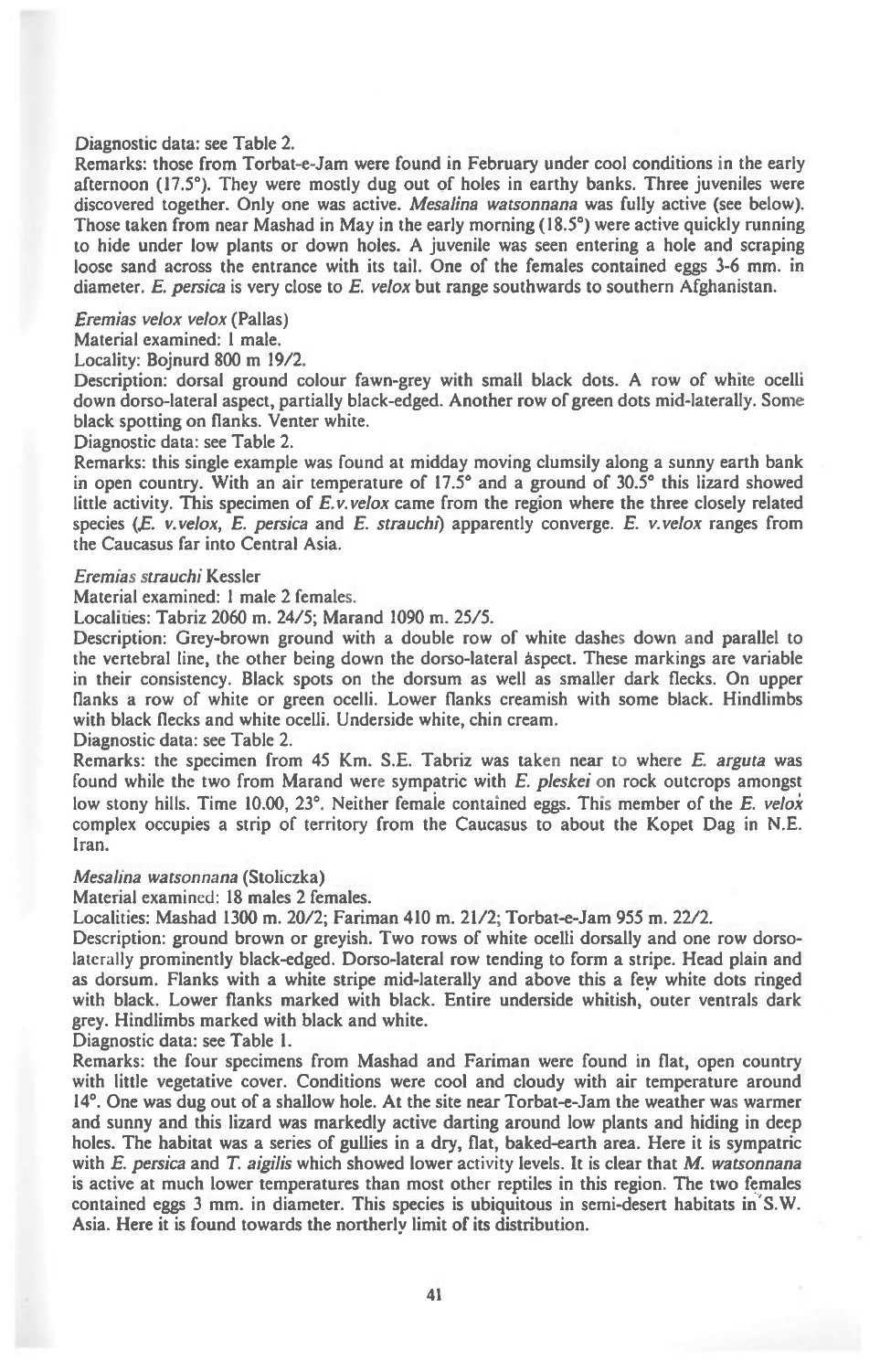Diagnostic data: see Table 2.

Remarks: those from Torbat-e-Jam were found in February under cool conditions in the early afternoon (17.5°). They were mostly dug out of holes in earthy banks. Three juveniles were discovered together. Only one was active. *Mesalina watsonnana* was fully active (see below). Those taken from near Mashad in May in the early morning (18.5°) were active quickly running to hide under low plants or down holes. A juvenile was seen entering a hole and scraping loose sand across the entrance with its tail. One of the females contained eggs 3-6 mm. in diameter. *E. persica* is very close to *E. velox* but range southwards to southern Afghanistan.

*Eremias velox velox* (Pallas)

Material examined: 1 male.

Locality: Bojnurd 800 m 19/2.

Description: dorsal ground colour fawn-grey with small black dots. A row of white ocelli down dorso-lateral aspect, partially black-edged. Another row of green dots mid-laterally. Some black spotting on flanks. Venter white.

Diagnostic data: see Table 2.

Remarks: this single example was found at midday moving clumsily along a sunny earth bank in open country. With an air temperature of 17.5° and a ground of 30.5° this lizard showed little activity. This specimen of *E.v.velox* came from the region where the three closely related species (*E. v.velox*, *E. persica* and *E. strauchi*) apparently converge. *E. v.velox* ranges from the Caucasus far into Central Asia.

*Eremias strauchi* Kessler

Material examined: 1 male 2 females.

Localities: Tabriz 2060 m. 24/5; Marand 1090 m. 25/5.

Description: Grey-brown ground with a double row of white dashes down and parallel to the vertebral line, the other being down the dorso-lateral aspect. These markings are variable in their consistency. Black spots on the dorsum as well as smaller dark flecks. On upper flanks a row of white or green ocelli. Lower flanks creamish with some black. Hindlimbs with black flecks and white ocelli. Underside white, chin cream.

Diagnostic data: see Table 2.

Remarks: the specimen from 45 Km. S.E. Tabriz was taken near to where *E. arguta* was found while the two from Marand were sympatric with *E. pleskei* on rock outcrops amongst low stony hills. Time 10.00, 23°. Neither female contained eggs. This member of the *E. velox* complex occupies a strip of territory from the Caucasus to about the Kopet Dag in N.E. Iran.

*Mesalina watsonnana* (Stoliczka)

Material examined: 18 males 2 females.

Localities: Mashad 1300 m. 20/2; Fariman 410 m. 21/2; Torbat-e-Jam 955 m. 22/2.

Description: ground brown or greyish. Two rows of white ocelli dorsally and one row dorso-laterally prominently black-edged. Dorso-lateral row tending to form a stripe. Head plain and as dorsum. Flanks with a white stripe mid-laterally and above this a few white dots ringed with black. Lower flanks marked with black. Entire underside whitish, outer ventrals dark grey. Hindlimbs marked with black and white.

Diagnostic data: see Table 1.

Remarks: the four specimens from Mashad and Fariman were found in flat, open country with little vegetative cover. Conditions were cool and cloudy with air temperature around 14°. One was dug out of a shallow hole. At the site near Torbat-e-Jam the weather was warmer and sunny and this lizard was markedly active darting around low plants and hiding in deep holes. The habitat was a series of gullies in a dry, flat, baked-earth area. Here it is sympatric with *E. persica* and *T. aigilis* which showed lower activity levels. It is clear that *M. watsonnana* is active at much lower temperatures than most other reptiles in this region. The two females contained eggs 3 mm. in diameter. This species is ubiquitous in semi-desert habitats in S.W. Asia. Here it is found towards the northerly limit of its distribution.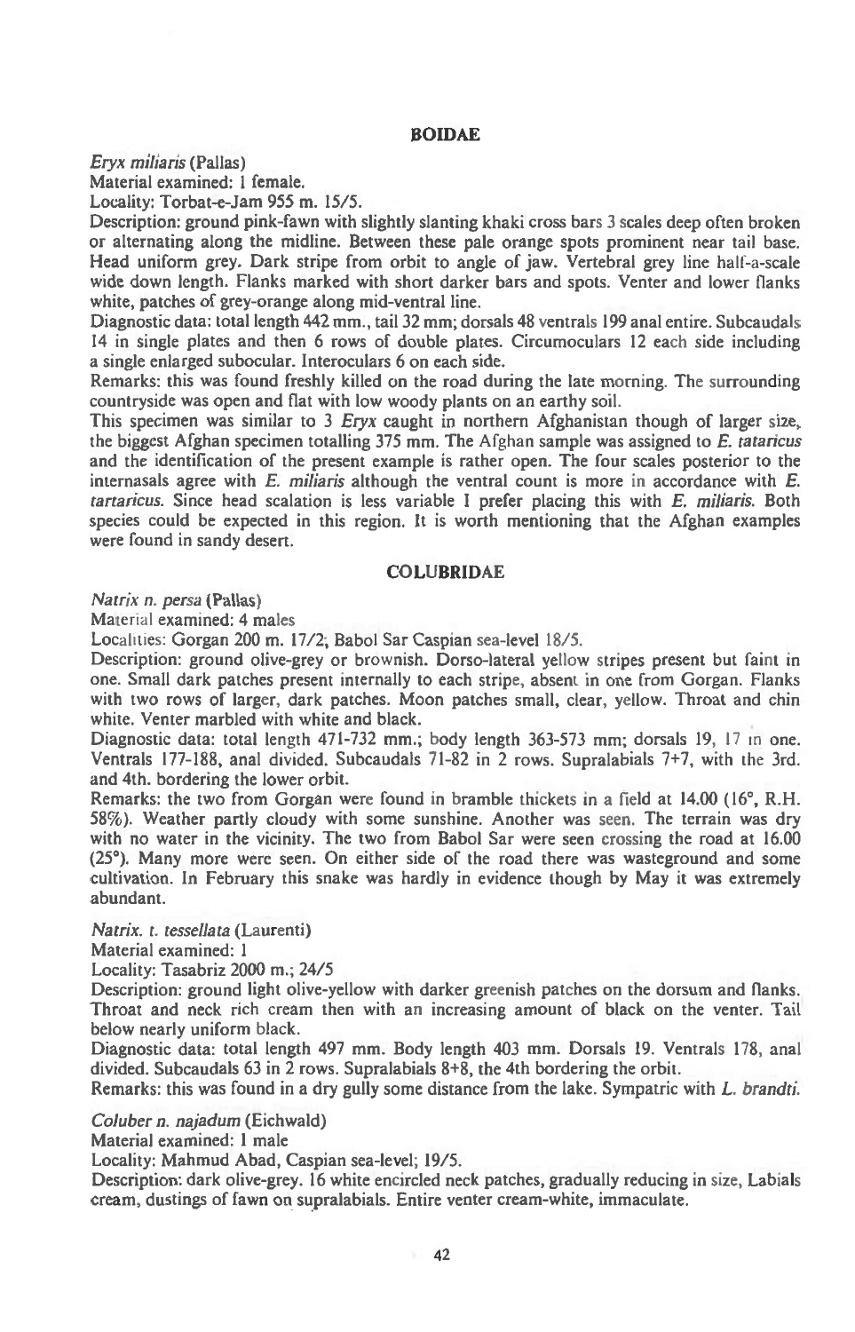## BOIDAE

*Eryx miliaris* (Pallas)

Material examined: 1 female.

Locality: Torbat-e-Jam 955 m. 15/5.

Description: ground pink-fawn with slightly slanting khaki cross bars 3 scales deep often broken or alternating along the midline. Between these pale orange spots prominent near tail base. Head uniform grey. Dark stripe from orbit to angle of jaw. Vertebral grey line half-a-scale wide down length. Flanks marked with short darker bars and spots. Venter and lower flanks white, patches of grey-orange along mid-ventral line.

Diagnostic data: total length 442 mm., tail 32 mm; dorsals 48 ventrals 199 anal entire. Subcaudals 14 in single plates and then 6 rows of double plates. Circumoculars 12 each side including a single enlarged subocular. Interoculars 6 on each side.

Remarks: this was found freshly killed on the road during the late morning. The surrounding countryside was open and flat with low woody plants on an earthy soil.

This specimen was similar to 3 *Eryx* caught in northern Afghanistan though of larger size, the biggest Afghan specimen totalling 375 mm. The Afghan sample was assigned to *E. tataricus* and the identification of the present example is rather open. The four scales posterior to the internasals agree with *E. miliaris* although the ventral count is more in accordance with *E. tartaricus*. Since head scalation is less variable I prefer placing this with *E. miliaris*. Both species could be expected in this region. It is worth mentioning that the Afghan examples were found in sandy desert.

## COLUBRIDAE

*Natrix n. persa* (Pallas)

Material examined: 4 males

Localities: Gorgan 200 m. 17/2; Babol Sar Caspian sea-level 18/5.

Description: ground olive-grey or brownish. Dorso-lateral yellow stripes present but faint in one. Small dark patches present internally to each stripe, absent in one from Gorgan. Flanks with two rows of larger, dark patches. Moon patches small, clear, yellow. Throat and chin white. Venter marbled with white and black.

Diagnostic data: total length 471-732 mm.; body length 363-573 mm; dorsals 19, 17 in one. Ventrals 177-188, anal divided. Subcaudals 71-82 in 2 rows. Supralabials 7+7, with the 3rd. and 4th. bordering the lower orbit.

Remarks: the two from Gorgan were found in bramble thickets in a field at 14.00 (16°, R.H. 58%). Weather partly cloudy with some sunshine. Another was seen. The terrain was dry with no water in the vicinity. The two from Babol Sar were seen crossing the road at 16.00 (25°). Many more were seen. On either side of the road there was wasteground and some cultivation. In February this snake was hardly in evidence though by May it was extremely abundant.

*Natrix. t. tessellata* (Laurenti)

Material examined: 1

Locality: Tasabriz 2000 m.; 24/5

Description: ground light olive-yellow with darker greenish patches on the dorsum and flanks. Throat and neck rich cream then with an increasing amount of black on the venter. Tail below nearly uniform black.

Diagnostic data: total length 497 mm. Body length 403 mm. Dorsals 19. Ventrals 178, anal divided. Subcaudals 63 in 2 rows. Supralabials 8+8, the 4th bordering the orbit.

Remarks: this was found in a dry gully some distance from the lake. Sympatric with *L. brandti*.

*Coluber n. najadum* (Eichwald)

Material examined: 1 male

Locality: Mahmud Abad, Caspian sea-level; 19/5.

Description: dark olive-grey. 16 white encircled neck patches, gradually reducing in size, Labials cream, dustings of fawn on supralabials. Entire venter cream-white, immaculate.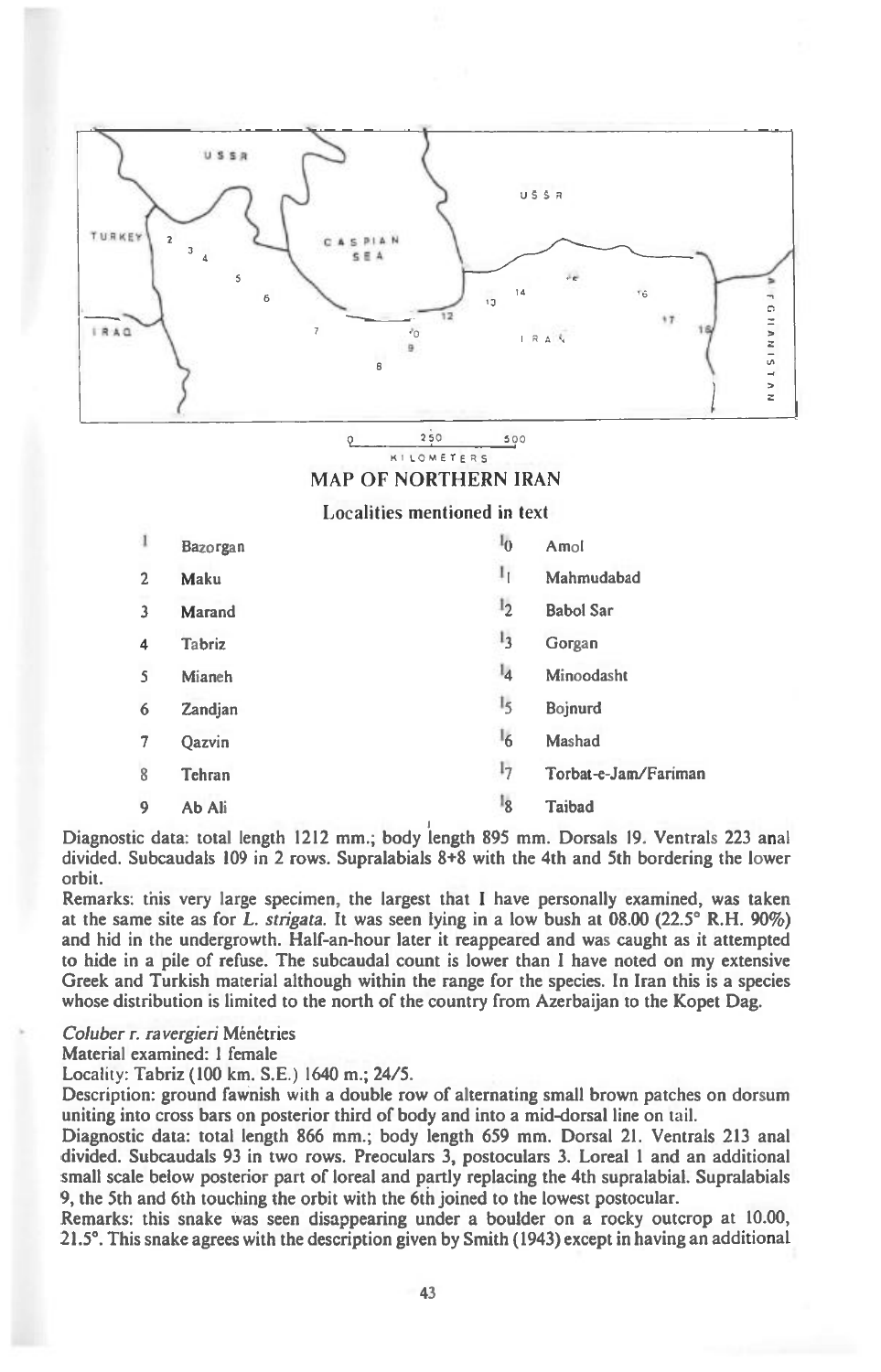MAP OF NORTHERN IRAN

Localities mentioned in text

| | | | |
|---|---|---|---|
| 1 | Bazorgan | 10 | Amol |
| 2 | Maku | 11 | Mahmudabad |
| 3 | Marand | 12 | Babol Sar |
| 4 | Tabriz | 13 | Gorgan |
| 5 | Mianeh | 14 | Minoodasht |
| 6 | Zandjan | 15 | Bojnurd |
| 7 | Qazvin | 16 | Mashad |
| 8 | Tehran | 17 | Torbat-e-Jam/Fariman |
| 9 | Ab Ali | 18 | Taibad |

Diagnostic data: total length 1212 mm.; body length 895 mm. Dorsals 19. Ventrals 223 anal divided. Subcaudals 109 in 2 rows. Supralabials 8+8 with the 4th and 5th bordering the lower orbit.

Remarks: this very large specimen, the largest that I have personally examined, was taken at the same site as for *L. strigata*. It was seen lying in a low bush at 08.00 (22.5° R.H. 90%) and hid in the undergrowth. Half-an-hour later it reappeared and was caught as it attempted to hide in a pile of refuse. The subcaudal count is lower than I have noted on my extensive Greek and Turkish material although within the range for the species. In Iran this is a species whose distribution is limited to the north of the country from Azerbaijan to the Kopet Dag.

*Coluber r. ravergieri* Ménétries

Material examined: 1 female

Locality: Tabriz (100 km. S.E.) 1640 m.; 24/5.

Description: ground fawnish with a double row of alternating small brown patches on dorsum uniting into cross bars on posterior third of body and into a mid-dorsal line on tail.

Diagnostic data: total length 866 mm.; body length 659 mm. Dorsal 21. Ventrals 213 anal divided. Subcaudals 93 in two rows. Preoculars 3, postoculars 3. Loreal 1 and an additional small scale below posterior part of loreal and partly replacing the 4th supralabial. Supralabials 9, the 5th and 6th touching the orbit with the 6th joined to the lowest postocular.

Remarks: this snake was seen disappearing under a boulder on a rocky outcrop at 10.00, 21.5°. This snake agrees with the description given by Smith (1943) except in having an additional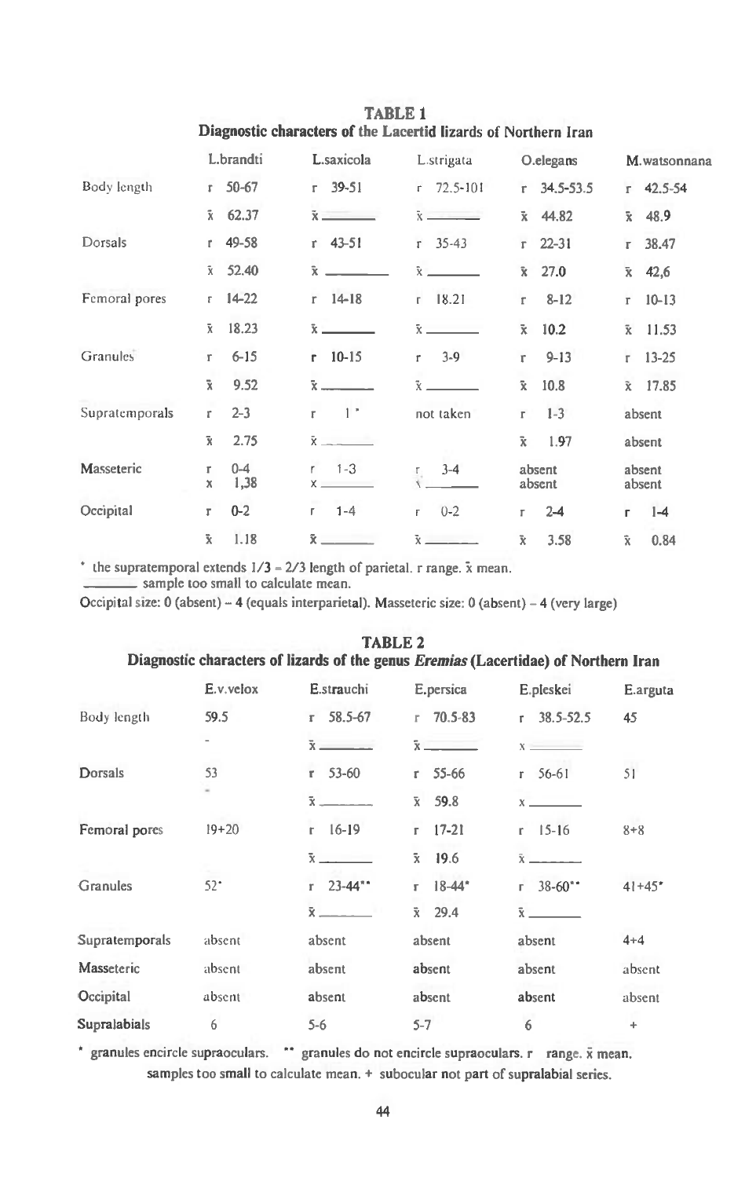**TABLE 1**
**Diagnostic characters of the Lacertid lizards of Northern Iran**

| | | L.brandti | L.saxicola | L.strigata | O.elegans | M.watsonnana |
|---|---|---|---|---|---|---|
| Body length | r | 50-67 | 39-51 | 72.5-101 | 34.5-53.5 | 42.5-54 |
| | x̄ | 62.37 | ——— | ——— | 44.82 | 48.9 |
| Dorsals | r | 49-58 | 43-51 | 35-43 | 22-31 | 38.47 |
| | x̄ | 52.40 | ——— | ——— | 27.0 | 42,6 |
| Femoral pores | r | 14-22 | 14-18 | 18.21 | 8-12 | 10-13 |
| | x̄ | 18.23 | ——— | ——— | 10.2 | 11.53 |
| Granules | r | 6-15 | 10-15 | 3-9 | 9-13 | 13-25 |
| | x̄ | 9.52 | ——— | ——— | 10.8 | 17.85 |
| Supratemporals | r | 2-3 | 1* | not taken | 1-3 | absent |
| | x̄ | 2.75 | ——— | | 1.97 | absent |
| Masseteric | r | 0-4 | 1-3 | 3-4 | absent | absent |
| | x | 1,38 | ——— | ——— | absent | absent |
| Occipital | r | 0-2 | 1-4 | 0-2 | 2-4 | 1-4 |
| | x̄ | 1.18 | ——— | ——— | 3.58 | 0.84 |

* the supratemporal extends 1/3 – 2/3 length of parietal. r range. x̄ mean.
——— sample too small to calculate mean.
Occipital size: 0 (absent) – 4 (equals interparietal). Masseteric size: 0 (absent) – 4 (very large)

**TABLE 2**
**Diagnostic characters of lizards of the genus *Eremias* (Lacertidae) of Northern Iran**

| | E.v.velox | E.strauchi | E.persica | E.pleskei | E.arguta |
|---|---|---|---|---|---|
| Body length | 59.5 | r 58.5-67 | r 70.5-83 | r 38.5-52.5 | 45 |
| | - | x̄ ——— | x̄ ——— | x ——— | |
| Dorsals | 53 | r 53-60 | r 55-66 | r 56-61 | 51 |
| | - | x̄ ——— | x̄ 59.8 | x ——— | |
| Femoral pores | 19+20 | r 16-19 | r 17-21 | r 15-16 | 8+8 |
| | | x̄ ——— | x̄ 19.6 | x̄ ——— | |
| Granules | 52* | r 23-44** | r 18-44* | r 38-60** | 41+45* |
| | | x̄ ——— | x̄ 29.4 | x̄ ——— | |
| Supratemporals | absent | absent | absent | absent | 4+4 |
| Masseteric | absent | absent | absent | absent | absent |
| Occipital | absent | absent | absent | absent | absent |
| Supralabials | 6 | 5-6 | 5-7 | 6 | + |

* granules encircle supraoculars. ** granules do not encircle supraoculars. r range. x̄ mean.
samples too small to calculate mean. + subocular not part of supralabial series.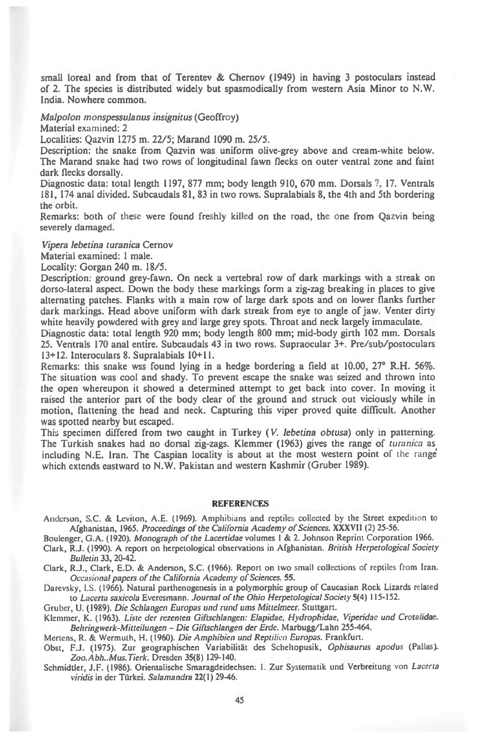small loreal and from that of Terentev & Chernov (1949) in having 3 postoculars instead of 2. The species is distributed widely but spasmodically from western Asia Minor to N.W. India. Nowhere common.

*Malpolon monspessulanus insignitus* (Geoffroy)

Material examined: 2

Localities: Qazvin 1275 m. 22/5; Marand 1090 m. 25/5.

Description: the snake from Qazvin was uniform olive-grey above and cream-white below. The Marand snake had two rows of longitudinal fawn flecks on outer ventral zone and faint dark flecks dorsally.

Diagnostic data: total length 1197, 877 mm; body length 910, 670 mm. Dorsals ?, 17. Ventrals 181, 174 anal divided. Subcaudals 81, 83 in two rows. Supralabials 8, the 4th and 5th bordering the orbit.

Remarks: both of these were found freshly killed on the road, the one from Qazvin being severely damaged.

*Vipera lebetina turanica* Cernov

Material examined: 1 male.

Locality: Gorgan 240 m. 18/5.

Description: ground grey-fawn. On neck a vertebral row of dark markings with a streak on dorso-lateral aspect. Down the body these markings form a zig-zag breaking in places to give alternating patches. Flanks with a main row of large dark spots and on lower flanks further dark markings. Head above uniform with dark streak from eye to angle of jaw. Venter dirty white heavily powdered with grey and large grey spots. Throat and neck largely immaculate.

Diagnostic data: total length 920 mm; body length 800 mm; mid-body girth 102 mm. Dorsals 25. Ventrals 170 anal entire. Subcaudals 43 in two rows. Supraocular 3+. Pre/sub/postoculars 13+12. Interoculars 8. Supralabials 10+11.

Remarks: this snake wss found lying in a hedge bordering a field at 10.00, 27° R.H. 56%. The situation was cool and shady. To prevent escape the snake was seized and thrown into the open whereupon it showed a determined attempt to get back into cover. In moving it raised the anterior part of the body clear of the ground and struck out viciously while in motion, flattening the head and neck. Capturing this viper proved quite difficult. Another was spotted nearby but escaped.

This specimen differed from two caught in Turkey (*V. lebetina obtusa*) only in patterning. The Turkish snakes had no dorsal zig-zags. Klemmer (1963) gives the range of *turanica* as including N.E. Iran. The Caspian locality is about at the most western point of the range which extends eastward to N.W. Pakistan and western Kashmir (Gruber 1989).

## REFERENCES

Anderson, S.C. & Leviton, A.E. (1969). Amphibians and reptiles collected by the Street expedition to Afghanistan, 1965. *Proceedings of the California Academy of Sciences.* XXXVII (2) 25-56.

Boulenger, G.A. (1920). *Monograph of the Lacertidae* volumes 1 & 2. Johnson Reprint Corporation 1966.

Clark, R.J. (1990). A report on herpetological observations in Afghanistan. *British Herpetological Society Bulletin* 33, 20-42.

Clark, R.J., Clark, E.D. & Anderson, S.C. (1966). Report on two small collections of reptiles from Iran. *Occasional papers of the California Academy of Sciences.* 55.

Darevsky, I.S. (1966). Natural parthenogenesis in a polymorphic group of Caucasian Rock Lizards related to *Lacerta saxicola* Everesmann. *Journal of the Ohio Herpetological Society* 5(4) 115-152.

Gruber, U. (1989). *Die Schlangen Europas und rund ums Mittelmeer.* Stuttgart.

Klemmer, K. (1963). *Liste der rezenten Giftschlangen: Elapidae, Hydrophidae, Viperidae und Crotalidae. Behringwerk-Mitteilungen – Die Giftschlangen der Erde.* Marbugg/Lahn 255-464.

Mertens, R. & Wermuth, H. (1960). *Die Amphibien und Reptilien Europas.* Frankfurt.

Obst, F.J. (1975). Zur geographischen Variabilität des Scheltopusik, *Ophisaurus apodus* (Pallas). *Zoo.Abh..Mus.Tierk.* Dresden 35(8) 129-140.

Schmidtler, J.F. (1986). Orientalische Smaragdeidechsen: 1. Zur Systematik und Verbreitung von *Lacerta viridis* in der Türkei. *Salamandra* 22(1) 29-46.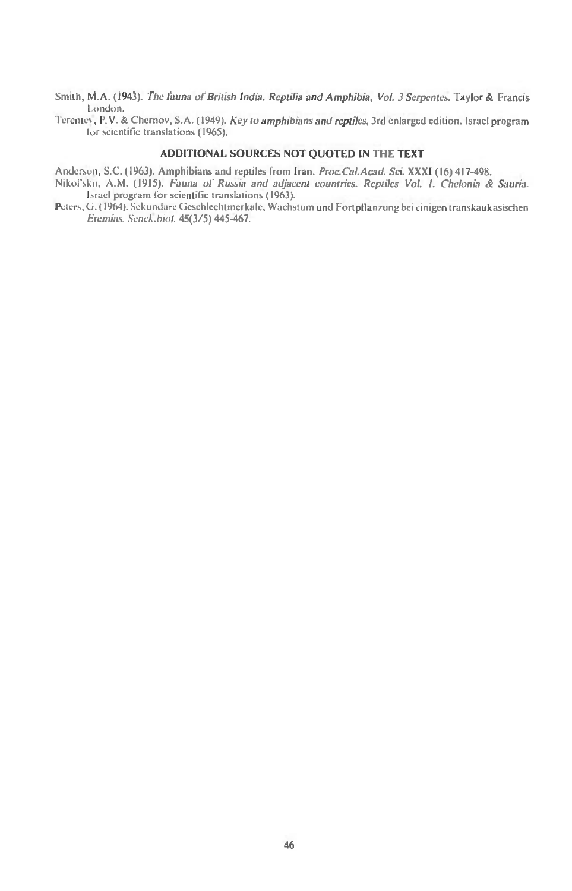Smith, M.A. (1943). *The fauna of British India. Reptilia and Amphibia, Vol. 3 Serpentes*. Taylor & Francis London.

Terentev, P.V. & Chernov, S.A. (1949). *Key to amphibians and reptiles*, 3rd enlarged edition. Israel program for scientific translations (1965).

## ADDITIONAL SOURCES NOT QUOTED IN THE TEXT

Anderson, S.C. (1963). Amphibians and reptiles from Iran. *Proc.Cal.Acad. Sci.* **XXXI** (16) 417-498.

Nikol'skii, A.M. (1915). *Fauna of Russia and adjacent countries. Reptiles Vol. I. Chelonia & Sauria*. Israel program for scientific translations (1963).

Peters, G. (1964). Sekundare Geschlechtmerkale, Wachstum und Fortpflanzung bei einigen transkaukasischen *Eremias*. *Senck.biol.* 45(3/5) 445-467.